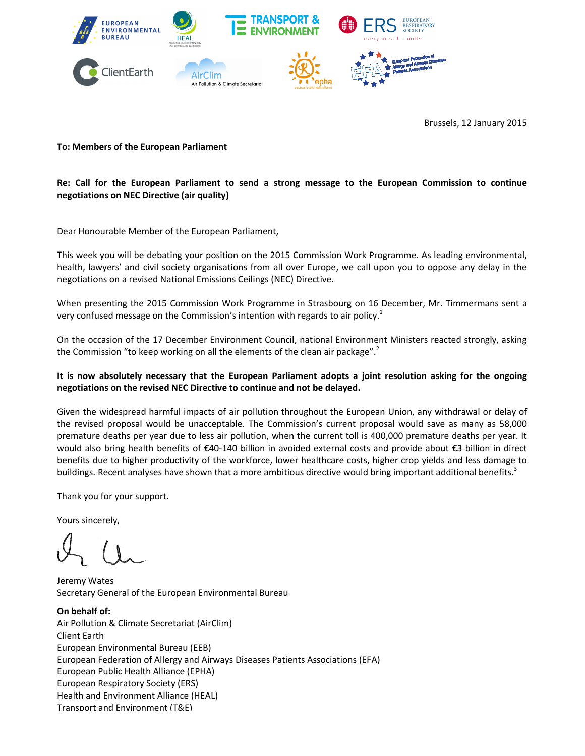Brussels, 12 January 2015

**To: Members of the European Parliament**

**Re: Call for the European Parliament to send a strong message to the European Commission to continue negotiations on NEC Directive (air quality)**

Dear Honourable Member of the European Parliament,

This week you will be debating your position on the 2015 Commission Work Programme. As leading environmental, health, lawyers' and civil society organisations from all over Europe, we call upon you to oppose any delay in the negotiations on a revised National Emissions Ceilings (NEC) Directive.

When presenting the 2015 Commission Work Programme in Strasbourg on 16 December, Mr. Timmermans sent a very confused message on the Commission's intention with regards to air policy.[1]

On the occasion of the 17 December Environment Council, national Environment Ministers reacted strongly, asking the Commission "to keep working on all the elements of the clean air package".[2]

**It is now absolutely necessary that the European Parliament adopts a joint resolution asking for the ongoing negotiations on the revised NEC Directive to continue and not be delayed.**

Given the widespread harmful impacts of air pollution throughout the European Union, any withdrawal or delay of the revised proposal would be unacceptable. The Commission's current proposal would save as many as 58,000 premature deaths per year due to less air pollution, when the current toll is 400,000 premature deaths per year. It would also bring health benefits of €40-140 billion in avoided external costs and provide about €3 billion in direct benefits due to higher productivity of the workforce, lower healthcare costs, higher crop yields and less damage to buildings. Recent analyses have shown that a more ambitious directive would bring important additional benefits.[3]

Thank you for your support.

Yours sincerely,

Jeremy Wates
Secretary General of the European Environmental Bureau

**On behalf of:**
Air Pollution & Climate Secretariat (AirClim)
Client Earth
European Environmental Bureau (EEB)
European Federation of Allergy and Airways Diseases Patients Associations (EFA)
European Public Health Alliance (EPHA)
European Respiratory Society (ERS)
Health and Environment Alliance (HEAL)
Transport and Environment (T&E)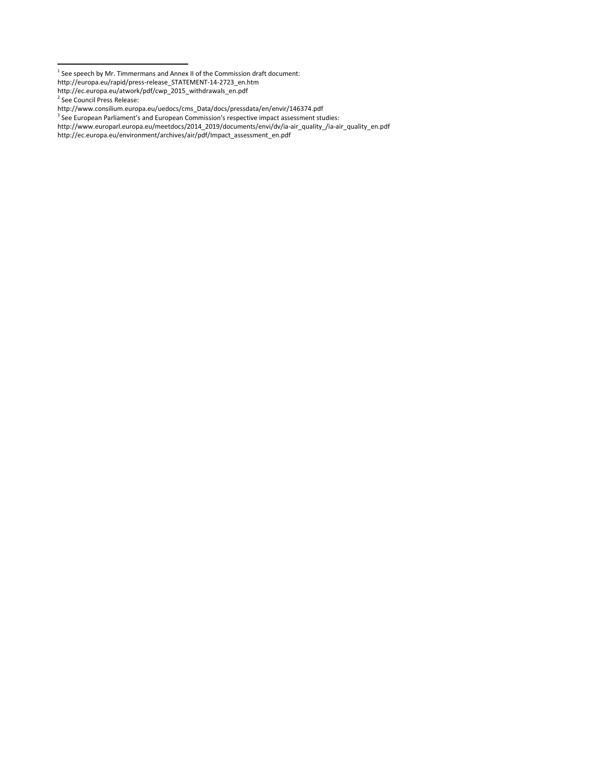---

[1] See speech by Mr. Timmermans and Annex II of the Commission draft document:
http://europa.eu/rapid/press-release_STATEMENT-14-2723_en.htm
http://ec.europa.eu/atwork/pdf/cwp_2015_withdrawals_en.pdf

[2] See Council Press Release:
http://www.consilium.europa.eu/uedocs/cms_Data/docs/pressdata/en/envir/146374.pdf

[3] See European Parliament's and European Commission's respective impact assessment studies:
http://www.europarl.europa.eu/meetdocs/2014_2019/documents/envi/dv/ia-air_quality_/ia-air_quality_en.pdf
http://ec.europa.eu/environment/archives/air/pdf/Impact_assessment_en.pdf